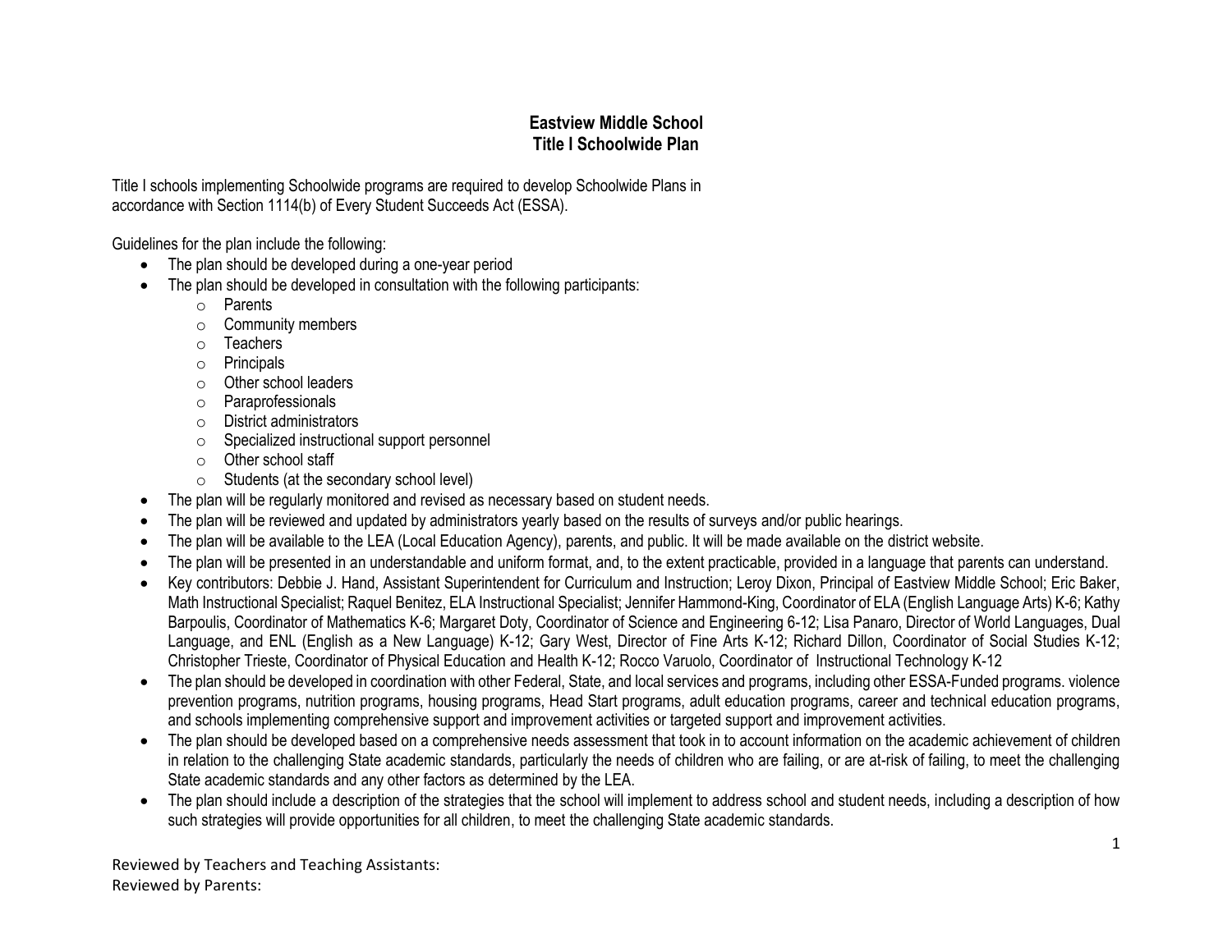# Eastview Middle School
## Title I Schoolwide Plan

Title I schools implementing Schoolwide programs are required to develop Schoolwide Plans in accordance with Section 1114(b) of Every Student Succeeds Act (ESSA).

Guidelines for the plan include the following:

- The plan should be developed during a one-year period
- The plan should be developed in consultation with the following participants:
  - Parents
  - Community members
  - Teachers
  - Principals
  - Other school leaders
  - Paraprofessionals
  - District administrators
  - Specialized instructional support personnel
  - Other school staff
  - Students (at the secondary school level)
- The plan will be regularly monitored and revised as necessary based on student needs.
- The plan will be reviewed and updated by administrators yearly based on the results of surveys and/or public hearings.
- The plan will be available to the LEA (Local Education Agency), parents, and public. It will be made available on the district website.
- The plan will be presented in an understandable and uniform format, and, to the extent practicable, provided in a language that parents can understand.
- Key contributors: Debbie J. Hand, Assistant Superintendent for Curriculum and Instruction; Leroy Dixon, Principal of Eastview Middle School; Eric Baker, Math Instructional Specialist; Raquel Benitez, ELA Instructional Specialist; Jennifer Hammond-King, Coordinator of ELA (English Language Arts) K-6; Kathy Barpoulis, Coordinator of Mathematics K-6; Margaret Doty, Coordinator of Science and Engineering 6-12; Lisa Panaro, Director of World Languages, Dual Language, and ENL (English as a New Language) K-12; Gary West, Director of Fine Arts K-12; Richard Dillon, Coordinator of Social Studies K-12; Christopher Trieste, Coordinator of Physical Education and Health K-12; Rocco Varuolo, Coordinator of Instructional Technology K-12
- The plan should be developed in coordination with other Federal, State, and local services and programs, including other ESSA-Funded programs. violence prevention programs, nutrition programs, housing programs, Head Start programs, adult education programs, career and technical education programs, and schools implementing comprehensive support and improvement activities or targeted support and improvement activities.
- The plan should be developed based on a comprehensive needs assessment that took in to account information on the academic achievement of children in relation to the challenging State academic standards, particularly the needs of children who are failing, or are at-risk of failing, to meet the challenging State academic standards and any other factors as determined by the LEA.
- The plan should include a description of the strategies that the school will implement to address school and student needs, including a description of how such strategies will provide opportunities for all children, to meet the challenging State academic standards.

Reviewed by Teachers and Teaching Assistants:
Reviewed by Parents: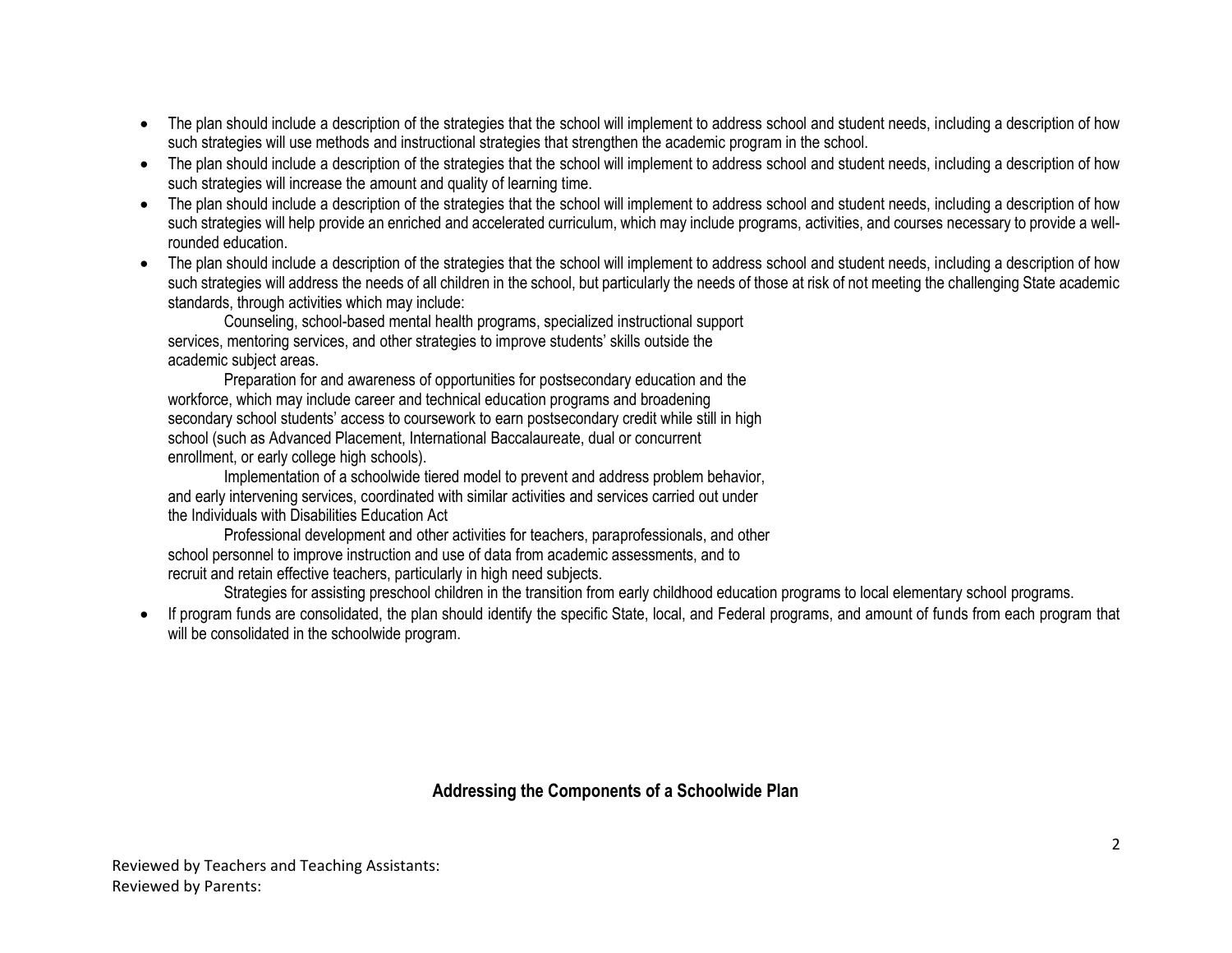- The plan should include a description of the strategies that the school will implement to address school and student needs, including a description of how such strategies will use methods and instructional strategies that strengthen the academic program in the school.
- The plan should include a description of the strategies that the school will implement to address school and student needs, including a description of how such strategies will increase the amount and quality of learning time.
- The plan should include a description of the strategies that the school will implement to address school and student needs, including a description of how such strategies will help provide an enriched and accelerated curriculum, which may include programs, activities, and courses necessary to provide a well-rounded education.
- The plan should include a description of the strategies that the school will implement to address school and student needs, including a description of how such strategies will address the needs of all children in the school, but particularly the needs of those at risk of not meeting the challenging State academic standards, through activities which may include:

  Counseling, school-based mental health programs, specialized instructional support services, mentoring services, and other strategies to improve students' skills outside the academic subject areas.

  Preparation for and awareness of opportunities for postsecondary education and the workforce, which may include career and technical education programs and broadening secondary school students' access to coursework to earn postsecondary credit while still in high school (such as Advanced Placement, International Baccalaureate, dual or concurrent enrollment, or early college high schools).

  Implementation of a schoolwide tiered model to prevent and address problem behavior, and early intervening services, coordinated with similar activities and services carried out under the Individuals with Disabilities Education Act

  Professional development and other activities for teachers, paraprofessionals, and other school personnel to improve instruction and use of data from academic assessments, and to recruit and retain effective teachers, particularly in high need subjects.

  Strategies for assisting preschool children in the transition from early childhood education programs to local elementary school programs.
- If program funds are consolidated, the plan should identify the specific State, local, and Federal programs, and amount of funds from each program that will be consolidated in the schoolwide program.

## Addressing the Components of a Schoolwide Plan

Reviewed by Teachers and Teaching Assistants:
Reviewed by Parents: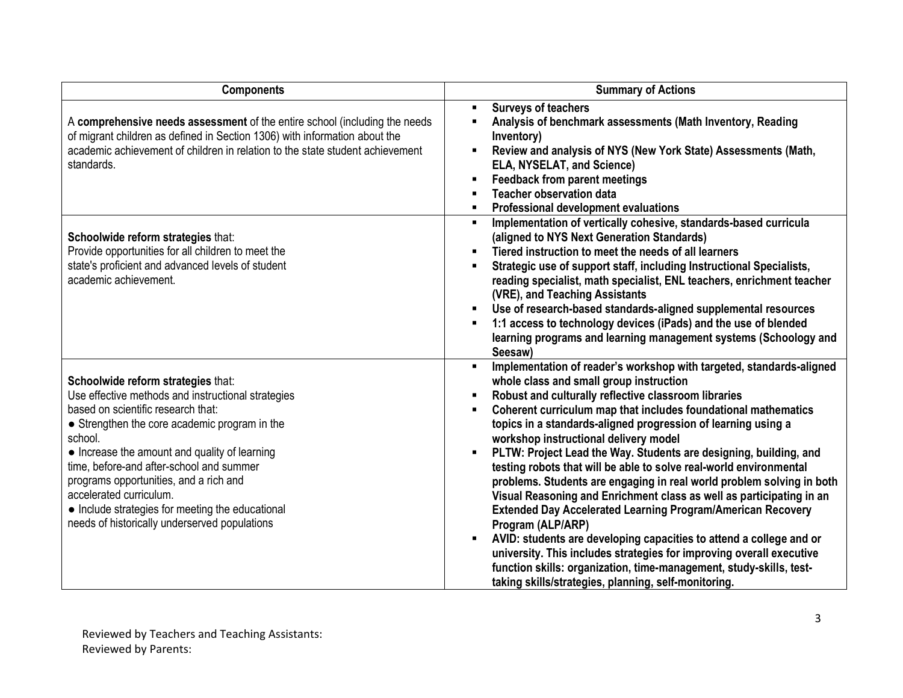| Components | Summary of Actions |
|---|---|
| A **comprehensive needs assessment** of the entire school (including the needs of migrant children as defined in Section 1306) with information about the academic achievement of children in relation to the state student achievement standards. | ▪ **Surveys of teachers**<br>▪ **Analysis of benchmark assessments (Math Inventory, Reading Inventory)**<br>▪ **Review and analysis of NYS (New York State) Assessments (Math, ELA, NYSELAT, and Science)**<br>▪ **Feedback from parent meetings**<br>▪ **Teacher observation data**<br>▪ **Professional development evaluations** |
| **Schoolwide reform strategies** that:<br>Provide opportunities for all children to meet the state's proficient and advanced levels of student academic achievement. | ▪ **Implementation of vertically cohesive, standards-based curricula (aligned to NYS Next Generation Standards)**<br>▪ **Tiered instruction to meet the needs of all learners**<br>▪ **Strategic use of support staff, including Instructional Specialists, reading specialist, math specialist, ENL teachers, enrichment teacher (VRE), and Teaching Assistants**<br>▪ **Use of research-based standards-aligned supplemental resources**<br>▪ **1:1 access to technology devices (iPads) and the use of blended learning programs and learning management systems (Schoology and Seesaw)** |
| **Schoolwide reform strategies** that:<br>Use effective methods and instructional strategies based on scientific research that:<br>● Strengthen the core academic program in the school.<br>● Increase the amount and quality of learning time, before-and after-school and summer programs opportunities, and a rich and accelerated curriculum.<br>● Include strategies for meeting the educational needs of historically underserved populations | ▪ **Implementation of reader's workshop with targeted, standards-aligned whole class and small group instruction**<br>▪ **Robust and culturally reflective classroom libraries**<br>▪ **Coherent curriculum map that includes foundational mathematics topics in a standards-aligned progression of learning using a workshop instructional delivery model**<br>▪ **PLTW: Project Lead the Way. Students are designing, building, and testing robots that will be able to solve real-world environmental problems. Students are engaging in real world problem solving in both Visual Reasoning and Enrichment class as well as participating in an Extended Day Accelerated Learning Program/American Recovery Program (ALP/ARP)**<br>▪ **AVID: students are developing capacities to attend a college and or university. This includes strategies for improving overall executive function skills: organization, time-management, study-skills, test-taking skills/strategies, planning, self-monitoring.** |

Reviewed by Teachers and Teaching Assistants:
Reviewed by Parents: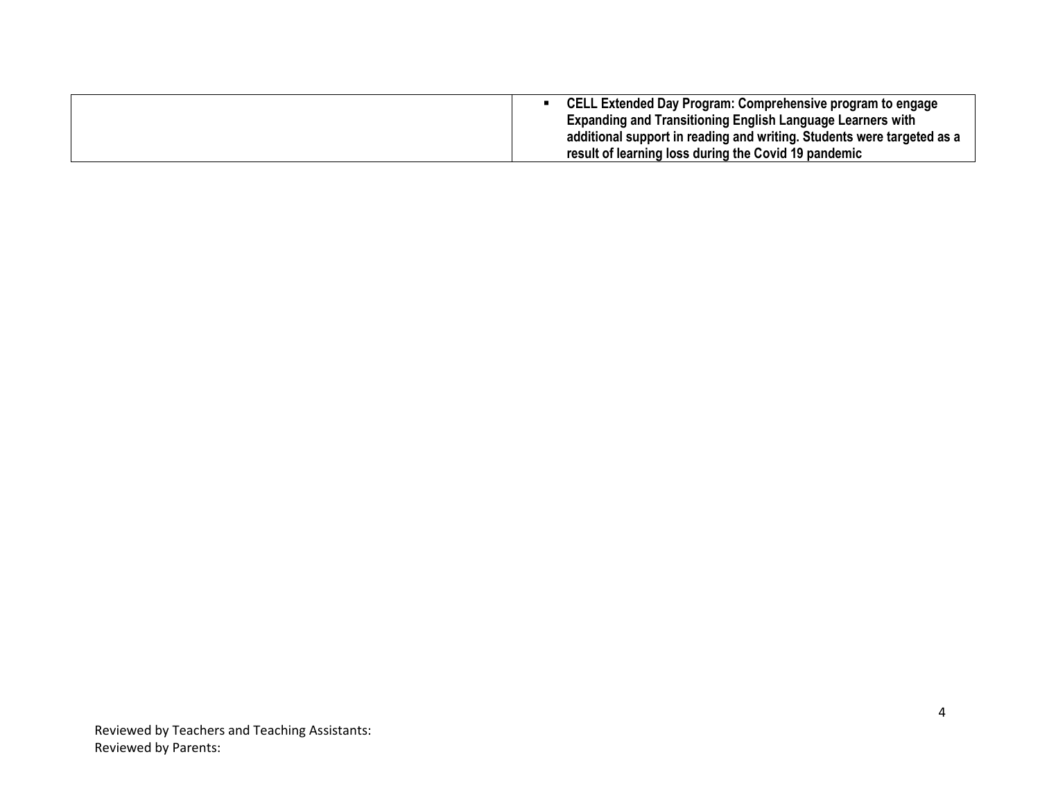| | |
|---|---|
| | ▪ **CELL Extended Day Program: Comprehensive program to engage Expanding and Transitioning English Language Learners with additional support in reading and writing. Students were targeted as a result of learning loss during the Covid 19 pandemic** |

Reviewed by Teachers and Teaching Assistants:
Reviewed by Parents: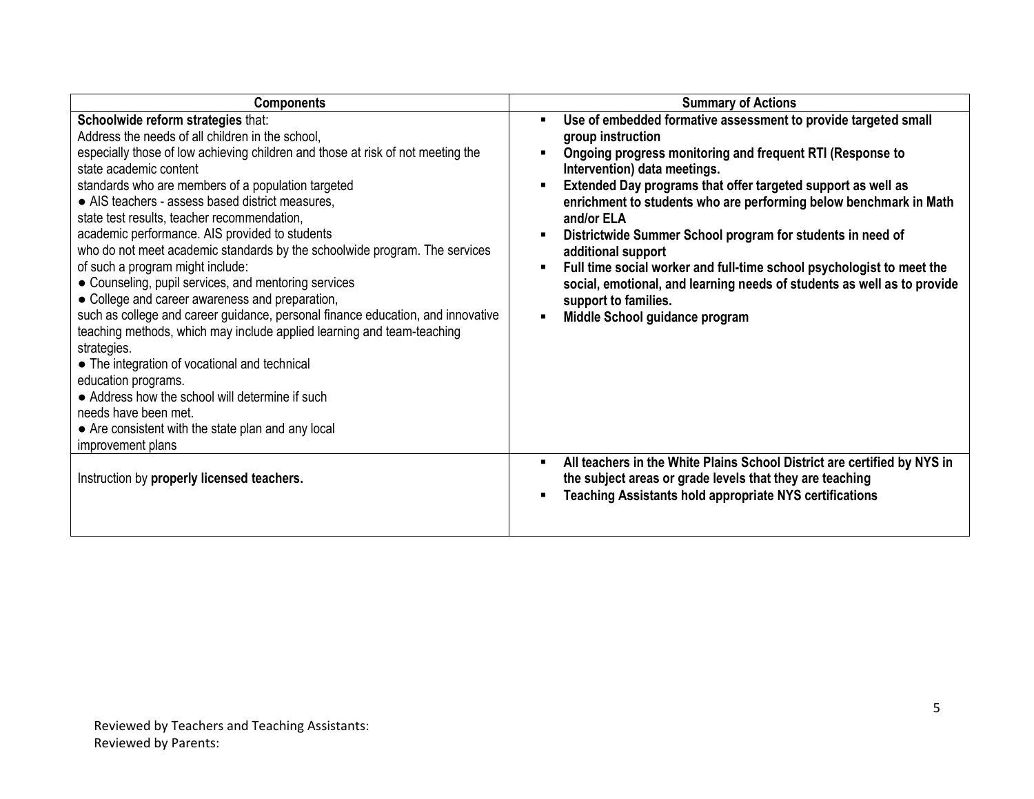| Components | Summary of Actions |
|---|---|
| **Schoolwide reform strategies** that:<br>Address the needs of all children in the school,<br>especially those of low achieving children and those at risk of not meeting the state academic content<br>standards who are members of a population targeted<br>● AIS teachers - assess based district measures,<br>state test results, teacher recommendation,<br>academic performance. AIS provided to students<br>who do not meet academic standards by the schoolwide program. The services of such a program might include:<br>● Counseling, pupil services, and mentoring services<br>● College and career awareness and preparation,<br>such as college and career guidance, personal finance education, and innovative teaching methods, which may include applied learning and team-teaching strategies.<br>● The integration of vocational and technical<br>education programs.<br>● Address how the school will determine if such<br>needs have been met.<br>● Are consistent with the state plan and any local<br>improvement plans | ▪ **Use of embedded formative assessment to provide targeted small group instruction**<br>▪ **Ongoing progress monitoring and frequent RTI (Response to Intervention) data meetings.**<br>▪ **Extended Day programs that offer targeted support as well as enrichment to students who are performing below benchmark in Math and/or ELA**<br>▪ **Districtwide Summer School program for students in need of additional support**<br>▪ **Full time social worker and full-time school psychologist to meet the social, emotional, and learning needs of students as well as to provide support to families.**<br>▪ **Middle School guidance program** |
| Instruction by **properly licensed teachers.** | ▪ **All teachers in the White Plains School District are certified by NYS in the subject areas or grade levels that they are teaching**<br>▪ **Teaching Assistants hold appropriate NYS certifications** |

Reviewed by Teachers and Teaching Assistants:
Reviewed by Parents: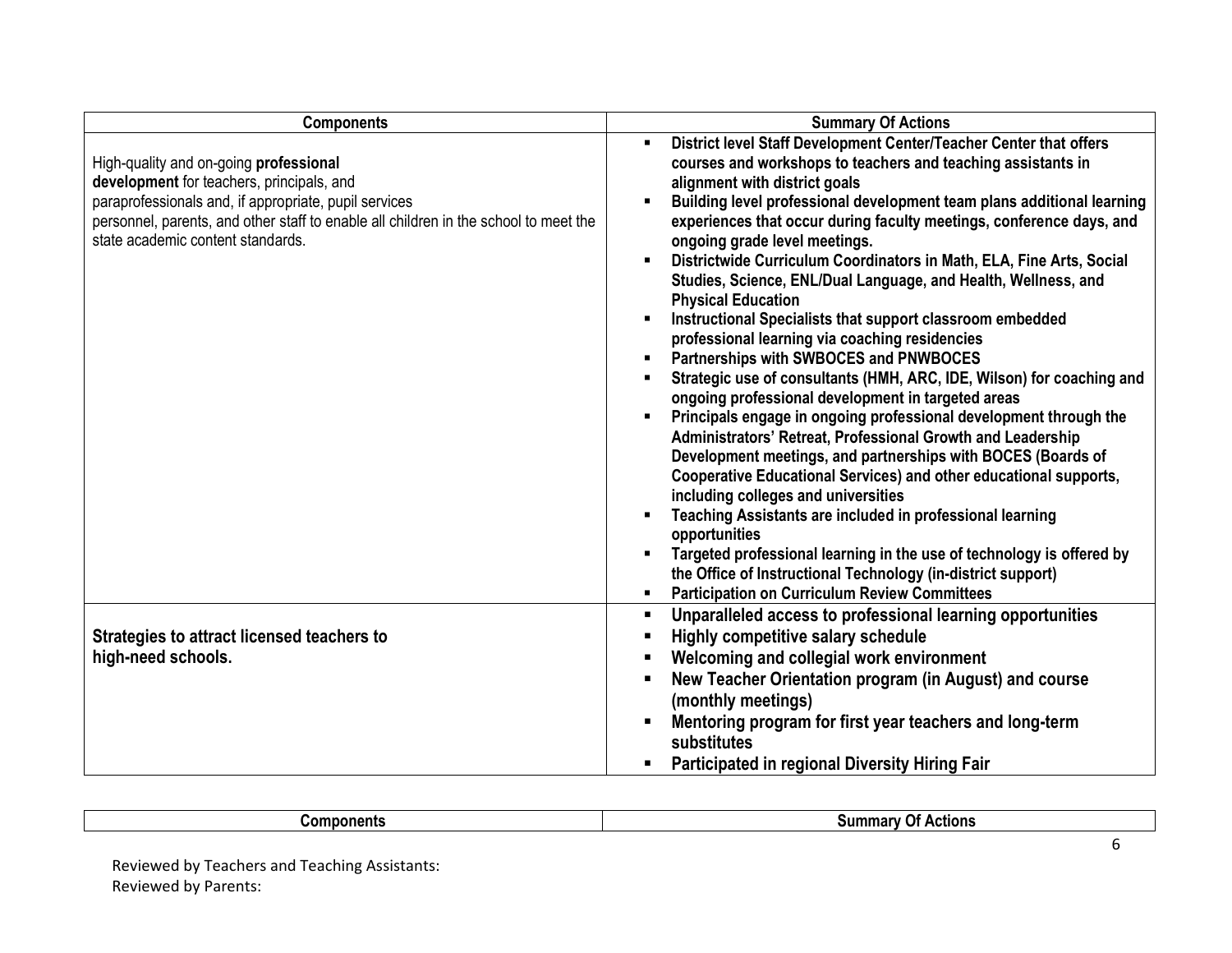| Components | Summary Of Actions |
|---|---|
| High-quality and on-going **professional development** for teachers, principals, and paraprofessionals and, if appropriate, pupil services personnel, parents, and other staff to enable all children in the school to meet the state academic content standards. | ▪ **District level Staff Development Center/Teacher Center that offers courses and workshops to teachers and teaching assistants in alignment with district goals**<br>▪ **Building level professional development team plans additional learning experiences that occur during faculty meetings, conference days, and ongoing grade level meetings.**<br>▪ **Districtwide Curriculum Coordinators in Math, ELA, Fine Arts, Social Studies, Science, ENL/Dual Language, and Health, Wellness, and Physical Education**<br>▪ **Instructional Specialists that support classroom embedded professional learning via coaching residencies**<br>▪ **Partnerships with SWBOCES and PNWBOCES**<br>▪ **Strategic use of consultants (HMH, ARC, IDE, Wilson) for coaching and ongoing professional development in targeted areas**<br>▪ **Principals engage in ongoing professional development through the Administrators' Retreat, Professional Growth and Leadership Development meetings, and partnerships with BOCES (Boards of Cooperative Educational Services) and other educational supports, including colleges and universities**<br>▪ **Teaching Assistants are included in professional learning opportunities**<br>▪ **Targeted professional learning in the use of technology is offered by the Office of Instructional Technology (in-district support)**<br>▪ **Participation on Curriculum Review Committees** |
| **Strategies to attract licensed teachers to high-need schools.** | ▪ **Unparalleled access to professional learning opportunities**<br>▪ **Highly competitive salary schedule**<br>▪ **Welcoming and collegial work environment**<br>▪ **New Teacher Orientation program (in August) and course (monthly meetings)**<br>▪ **Mentoring program for first year teachers and long-term substitutes**<br>▪ **Participated in regional Diversity Hiring Fair** |

| Components | Summary Of Actions |
|---|---|

Reviewed by Teachers and Teaching Assistants:
Reviewed by Parents: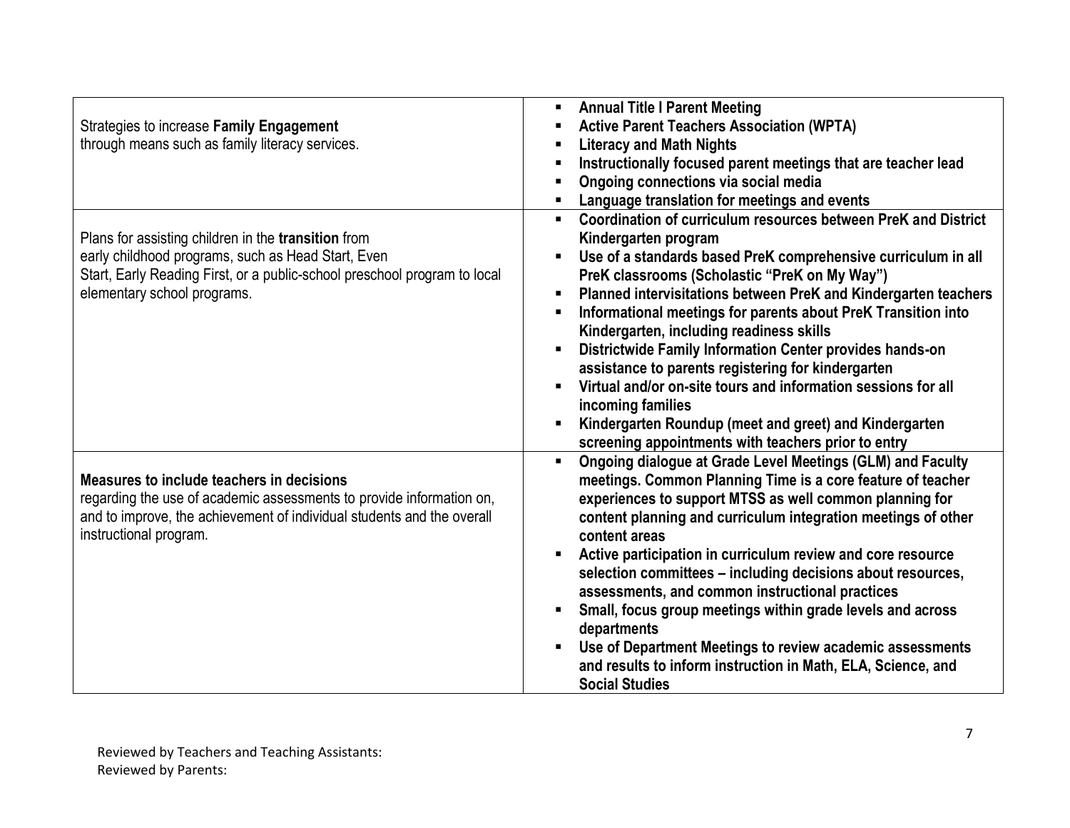| | |
|---|---|
| Strategies to increase **Family Engagement** through means such as family literacy services. | ▪ **Annual Title I Parent Meeting**<br>▪ **Active Parent Teachers Association (WPTA)**<br>▪ **Literacy and Math Nights**<br>▪ **Instructionally focused parent meetings that are teacher lead**<br>▪ **Ongoing connections via social media**<br>▪ **Language translation for meetings and events** |
| Plans for assisting children in the **transition** from early childhood programs, such as Head Start, Even Start, Early Reading First, or a public-school preschool program to local elementary school programs. | ▪ **Coordination of curriculum resources between PreK and District Kindergarten program**<br>▪ **Use of a standards based PreK comprehensive curriculum in all PreK classrooms (Scholastic "PreK on My Way")**<br>▪ **Planned intervisitations between PreK and Kindergarten teachers**<br>▪ **Informational meetings for parents about PreK Transition into Kindergarten, including readiness skills**<br>▪ **Districtwide Family Information Center provides hands-on assistance to parents registering for kindergarten**<br>▪ **Virtual and/or on-site tours and information sessions for all incoming families**<br>▪ **Kindergarten Roundup (meet and greet) and Kindergarten screening appointments with teachers prior to entry** |
| **Measures to include teachers in decisions** regarding the use of academic assessments to provide information on, and to improve, the achievement of individual students and the overall instructional program. | ▪ **Ongoing dialogue at Grade Level Meetings (GLM) and Faculty meetings. Common Planning Time is a core feature of teacher experiences to support MTSS as well common planning for content planning and curriculum integration meetings of other content areas**<br>▪ **Active participation in curriculum review and core resource selection committees – including decisions about resources, assessments, and common instructional practices**<br>▪ **Small, focus group meetings within grade levels and across departments**<br>▪ **Use of Department Meetings to review academic assessments and results to inform instruction in Math, ELA, Science, and Social Studies** |

Reviewed by Teachers and Teaching Assistants:
Reviewed by Parents: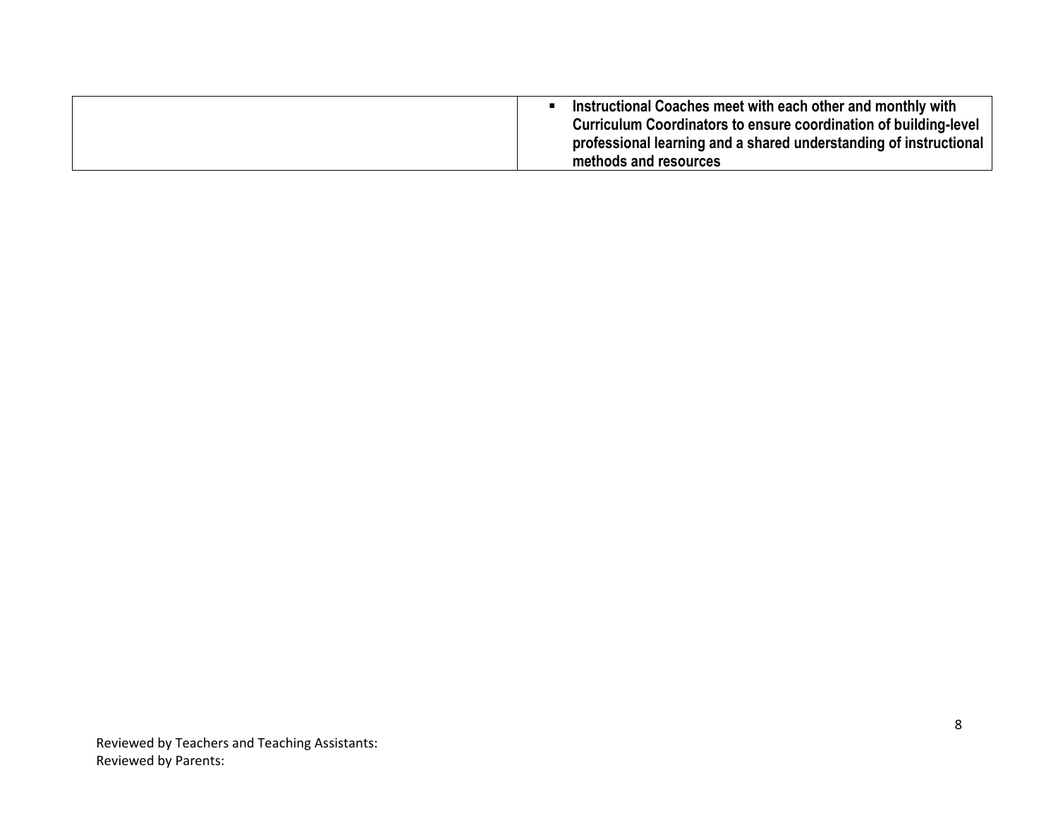| | |
|---|---|
| | ▪ **Instructional Coaches meet with each other and monthly with Curriculum Coordinators to ensure coordination of building-level professional learning and a shared understanding of instructional methods and resources** |

Reviewed by Teachers and Teaching Assistants:
Reviewed by Parents: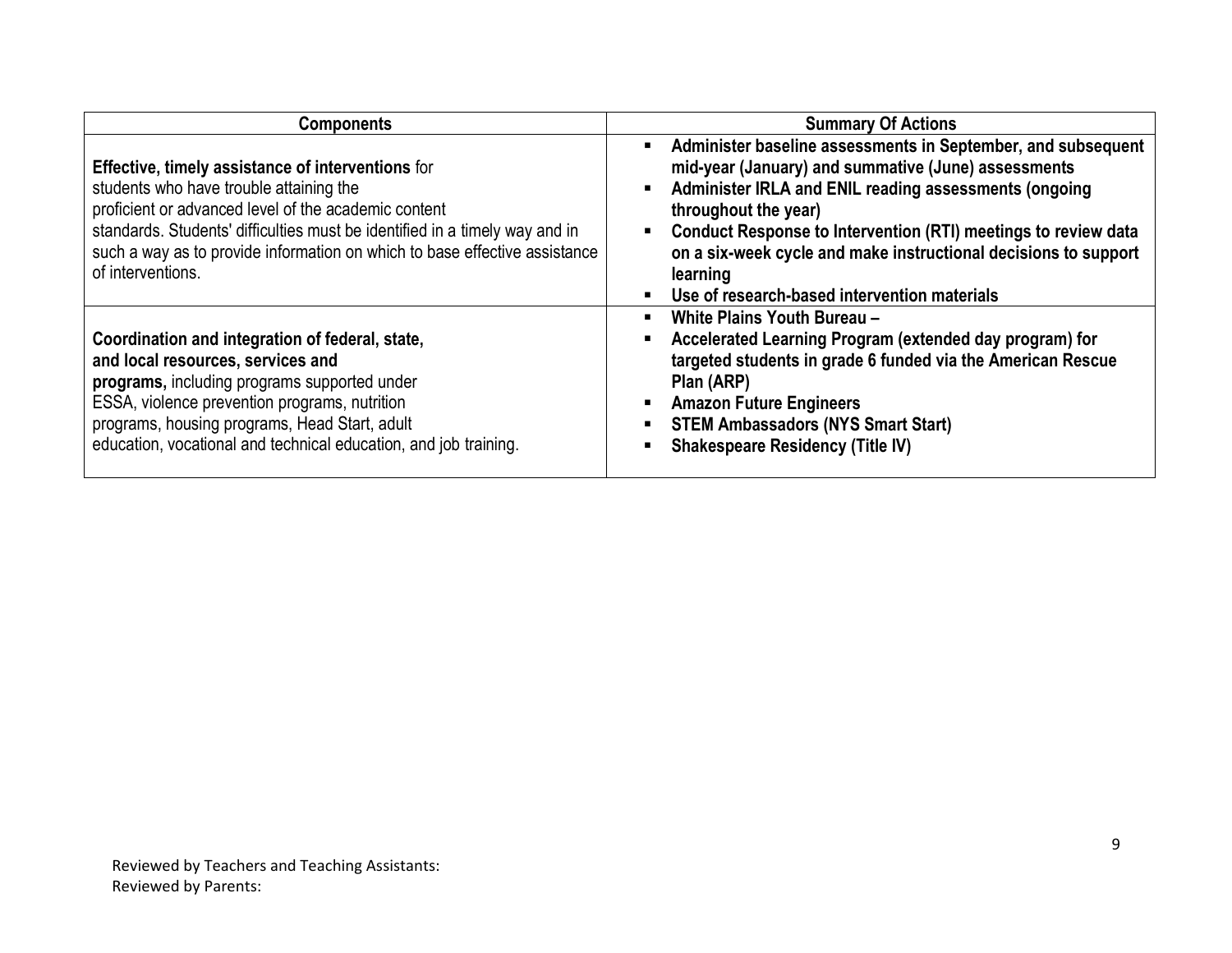| Components | Summary Of Actions |
|---|---|
| **Effective, timely assistance of interventions** for students who have trouble attaining the proficient or advanced level of the academic content standards. Students' difficulties must be identified in a timely way and in such a way as to provide information on which to base effective assistance of interventions. | ▪ **Administer baseline assessments in September, and subsequent mid-year (January) and summative (June) assessments**<br>▪ **Administer IRLA and ENIL reading assessments (ongoing throughout the year)**<br>▪ **Conduct Response to Intervention (RTI) meetings to review data on a six-week cycle and make instructional decisions to support learning**<br>▪ **Use of research-based intervention materials** |
| **Coordination and integration of federal, state, and local resources, services and programs,** including programs supported under ESSA, violence prevention programs, nutrition programs, housing programs, Head Start, adult education, vocational and technical education, and job training. | ▪ **White Plains Youth Bureau –**<br>▪ **Accelerated Learning Program (extended day program) for targeted students in grade 6 funded via the American Rescue Plan (ARP)**<br>▪ **Amazon Future Engineers**<br>▪ **STEM Ambassadors (NYS Smart Start)**<br>▪ **Shakespeare Residency (Title IV)** |

Reviewed by Teachers and Teaching Assistants:
Reviewed by Parents: